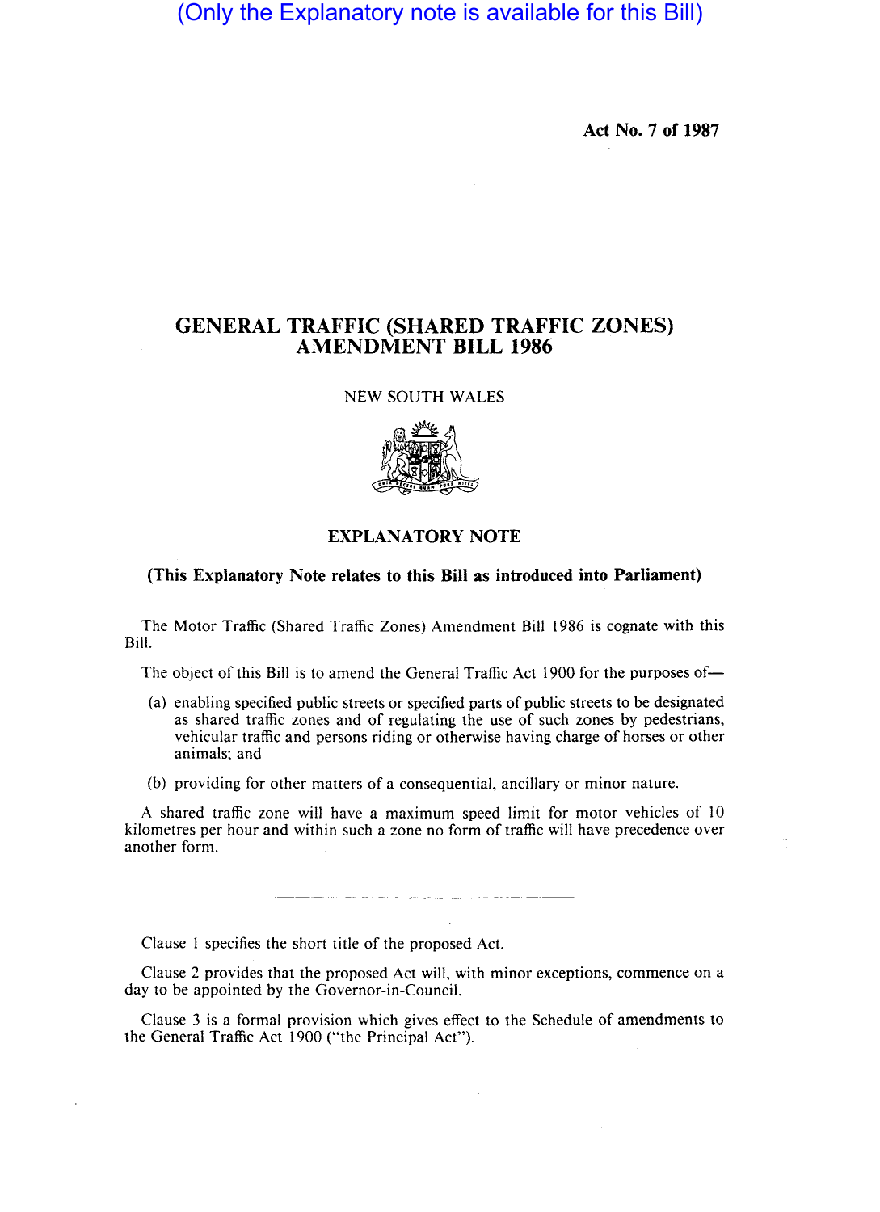(Only the Explanatory note is available for this Bill)

**Act No. 7 of 1987**

# GENERAL TRAFFIC (SHARED TRAFFIC ZONES) AMENDMENT BILL 1986

NEW SOUTH WALES

## EXPLANATORY NOTE

**(This Explanatory Note relates to this Bill as introduced into Parliament)**

The Motor Traffic (Shared Traffic Zones) Amendment Bill 1986 is cognate with this Bill.

The object of this Bill is to amend the General Traffic Act 1900 for the purposes of—

(a) enabling specified public streets or specified parts of public streets to be designated as shared traffic zones and of regulating the use of such zones by pedestrians, vehicular traffic and persons riding or otherwise having charge of horses or other animals; and

(b) providing for other matters of a consequential, ancillary or minor nature.

A shared traffic zone will have a maximum speed limit for motor vehicles of 10 kilometres per hour and within such a zone no form of traffic will have precedence over another form.

---

Clause 1 specifies the short title of the proposed Act.

Clause 2 provides that the proposed Act will, with minor exceptions, commence on a day to be appointed by the Governor-in-Council.

Clause 3 is a formal provision which gives effect to the Schedule of amendments to the General Traffic Act 1900 ("the Principal Act").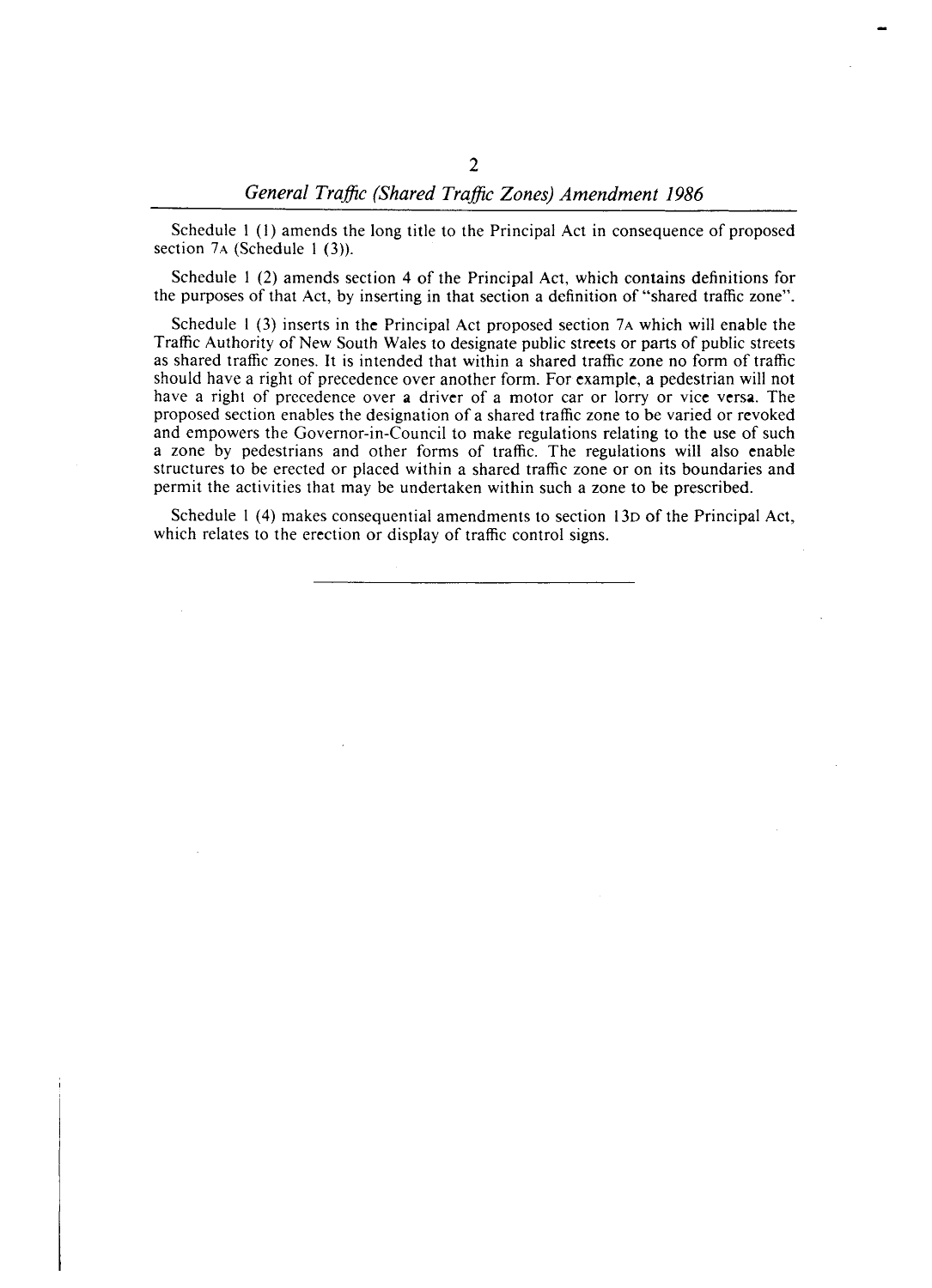Schedule 1 (1) amends the long title to the Principal Act in consequence of proposed section 7A (Schedule 1 (3)).

Schedule 1 (2) amends section 4 of the Principal Act, which contains definitions for the purposes of that Act, by inserting in that section a definition of "shared traffic zone".

Schedule 1 (3) inserts in the Principal Act proposed section 7A which will enable the Traffic Authority of New South Wales to designate public streets or parts of public streets as shared traffic zones. It is intended that within a shared traffic zone no form of traffic should have a right of precedence over another form. For example, a pedestrian will not have a right of precedence over a driver of a motor car or lorry or vice versa. The proposed section enables the designation of a shared traffic zone to be varied or revoked and empowers the Governor-in-Council to make regulations relating to the use of such a zone by pedestrians and other forms of traffic. The regulations will also enable structures to be erected or placed within a shared traffic zone or on its boundaries and permit the activities that may be undertaken within such a zone to be prescribed.

Schedule 1 (4) makes consequential amendments to section 13D of the Principal Act, which relates to the erection or display of traffic control signs.

---